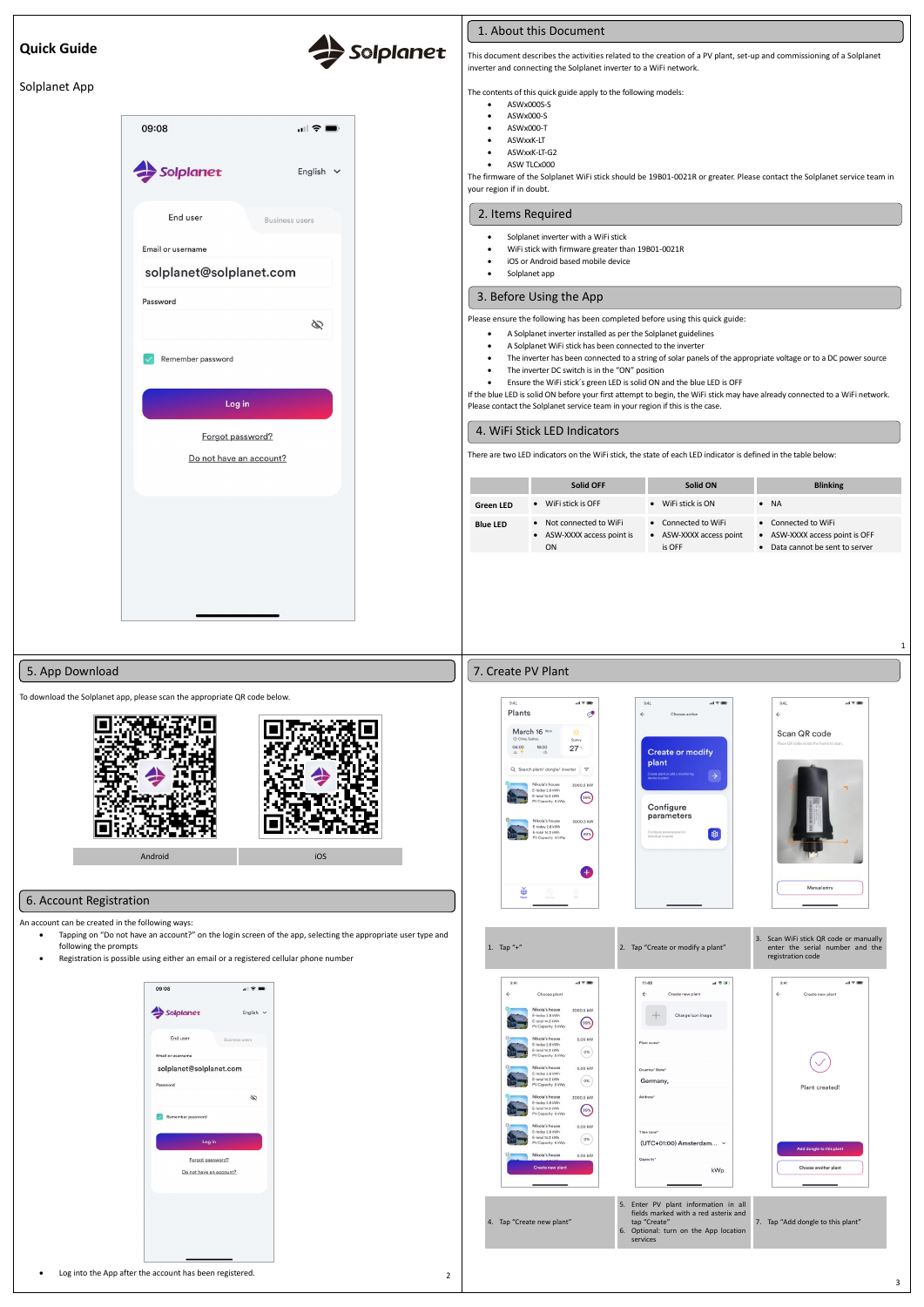# Quick Guide

Solplanet App

## 1. About this Document

This document describes the activities related to the creation of a PV plant, set-up and commissioning of a Solplanet inverter and connecting the Solplanet inverter to a WiFi network.

The contents of this quick guide apply to the following models:

- ASWx000S-S
- ASWx000-S
- ASWx000-T
- ASWxxK-LT
- ASWxxK-LT-G2
- ASW TLCx000

The firmware of the Solplanet WiFi stick should be 19B01-0021R or greater. Please contact the Solplanet service team in your region if in doubt.

## 2. Items Required

- Solplanet inverter with a WiFi stick
- WiFi stick with firmware greater than 19B01-0021R
- iOS or Android based mobile device
- Solplanet app

## 3. Before Using the App

Please ensure the following has been completed before using this quick guide:

- A Solplanet inverter installed as per the Solplanet guidelines
- A Solplanet WiFi stick has been connected to the inverter
- The inverter has been connected to a string of solar panels of the appropriate voltage or to a DC power source
- The inverter DC switch is in the "ON" position
- Ensure the WiFi stick's green LED is solid ON and the blue LED is OFF

If the blue LED is solid ON before your first attempt to begin, the WiFi stick may have already connected to a WiFi network. Please contact the Solplanet service team in your region if this is the case.

## 4. WiFi Stick LED Indicators

There are two LED indicators on the WiFi stick, the state of each LED indicator is defined in the table below:

| | Solid OFF | Solid ON | Blinking |
|---|---|---|---|
| **Green LED** | • WiFi stick is OFF | • WiFi stick is ON | • NA |
| **Blue LED** | • Not connected to WiFi<br>• ASW-XXXX access point is ON | • Connected to WiFi<br>• ASW-XXXX access point is OFF | • Connected to WiFi<br>• ASW-XXXX access point is OFF<br>• Data cannot be sent to server |

## 5. App Download

To download the Solplanet app, please scan the appropriate QR code below.

| Android | iOS |
|---|---|

## 6. Account Registration

An account can be created in the following ways:

- Tapping on "Do not have an account?" on the login screen of the app, selecting the appropriate user type and following the prompts
- Registration is possible using either an email or a registered cellular phone number

- Log into the App after the account has been registered.

## 7. Create PV Plant

1. Tap "+"
2. Tap "Create or modify a plant"
3. Scan WiFi stick QR code or manually enter the serial number and the registration code
4. Tap "Create new plant"
5. Enter PV plant information in all fields marked with a red asterix and tap "Create"
6. Optional: turn on the App location services
7. Tap "Add dongle to this plant"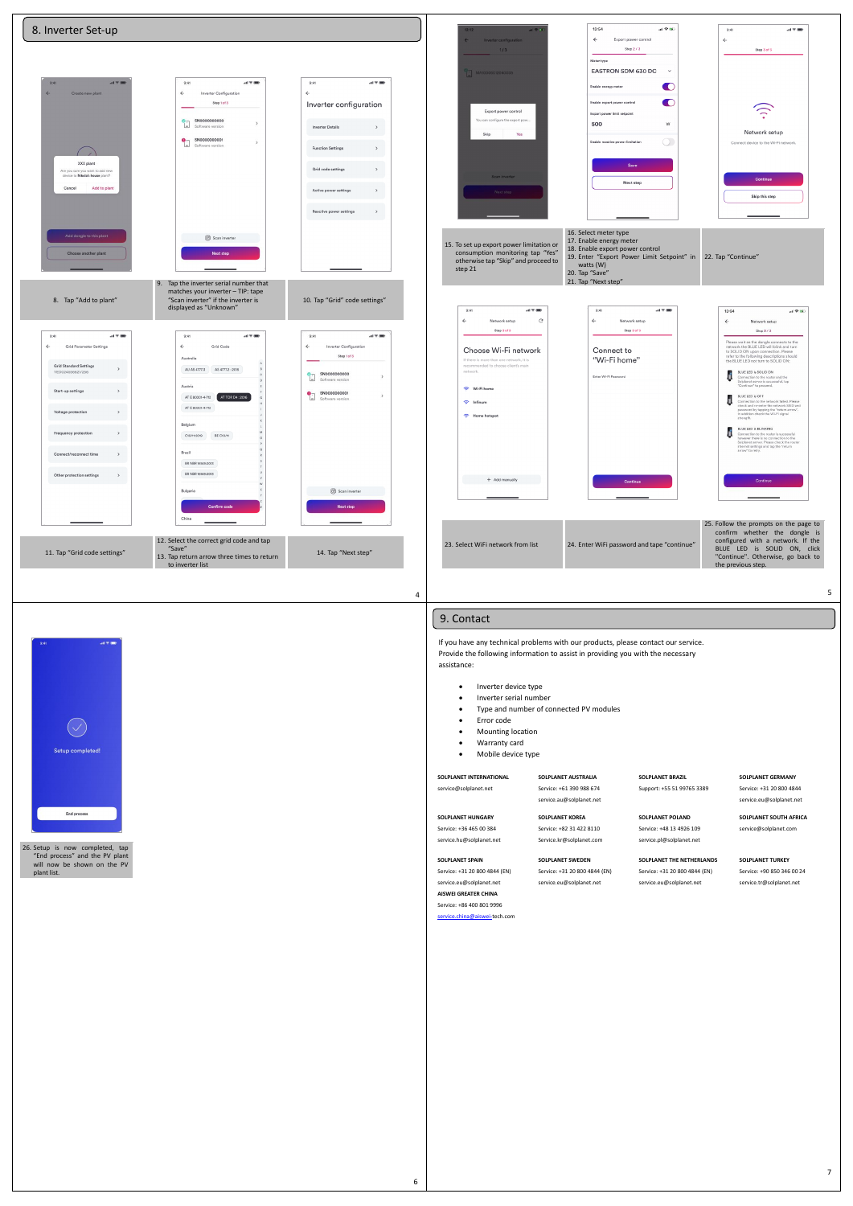# 8. Inverter Set-up

8. Tap "Add to plant"

9. Tap the inverter serial number that matches your inverter – TIP: tape "Scan inverter" if the inverter is displayed as "Unknown"

10. Tap "Grid" code settings"

11. Tap "Grid code settings"

12. Select the correct grid code and tap "Save"
13. Tap return arrow three times to return to inverter list

14. Tap "Next step"

15. To set up export power limitation or consumption monitoring tap "Yes" otherwise tap "Skip" and proceed to step 21

16. Select meter type
17. Enable energy meter
18. Enable export power control
19. Enter "Export Power Limit Setpoint" in watts (W)
20. Tap "Save"
21. Tap "Next step"

22. Tap "Continue"

23. Select WiFi network from list

24. Enter WiFi password and tape "continue"

25. Follow the prompts on the page to confirm whether the dongle is configured with a network. If the BLUE LED is SOLID ON, click "Continue". Otherwise, go back to the previous step.

26. Setup is now completed, tap "End process" and the PV plant will now be shown on the PV plant list.

# 9. Contact

If you have any technical problems with our products, please contact our service. Provide the following information to assist in providing you with the necessary assistance:

- Inverter device type
- Inverter serial number
- Type and number of connected PV modules
- Error code
- Mounting location
- Warranty card
- Mobile device type

**SOLPLANET INTERNATIONAL**
service@solplanet.net

**SOLPLANET AUSTRALIA**
Service: +61 390 988 674
service.au@solplanet.net

**SOLPLANET BRAZIL**
Support: +55 51 99765 3389

**SOLPLANET GERMANY**
Service: +31 20 800 4844
service.eu@solplanet.net

**SOLPLANET HUNGARY**
Service: +36 465 00 384
service.hu@solplanet.net

**SOLPLANET KOREA**
Service: +82 31 422 8110
Service.kr@solplanet.com

**SOLPLANET POLAND**
Service: +48 13 4926 109
service.pl@solplanet.net

**SOLPLANET SOUTH AFRICA**
service@solplanet.com

**SOLPLANET SPAIN**
Service: +31 20 800 4844 (EN)
service.eu@solplanet.net

**SOLPLANET SWEDEN**
Service: +31 20 800 4844 (EN)
service.eu@solplanet.net

**SOLPLANET THE NETHERLANDS**
Service: +31 20 800 4844 (EN)
service.eu@solplanet.net

**SOLPLANET TURKEY**
Service: +90 850 346 00 24
service.tr@solplanet.net

**AISWEI GREATER CHINA**
Service: +86 400 801 9996
service.china@aiswei-tech.com